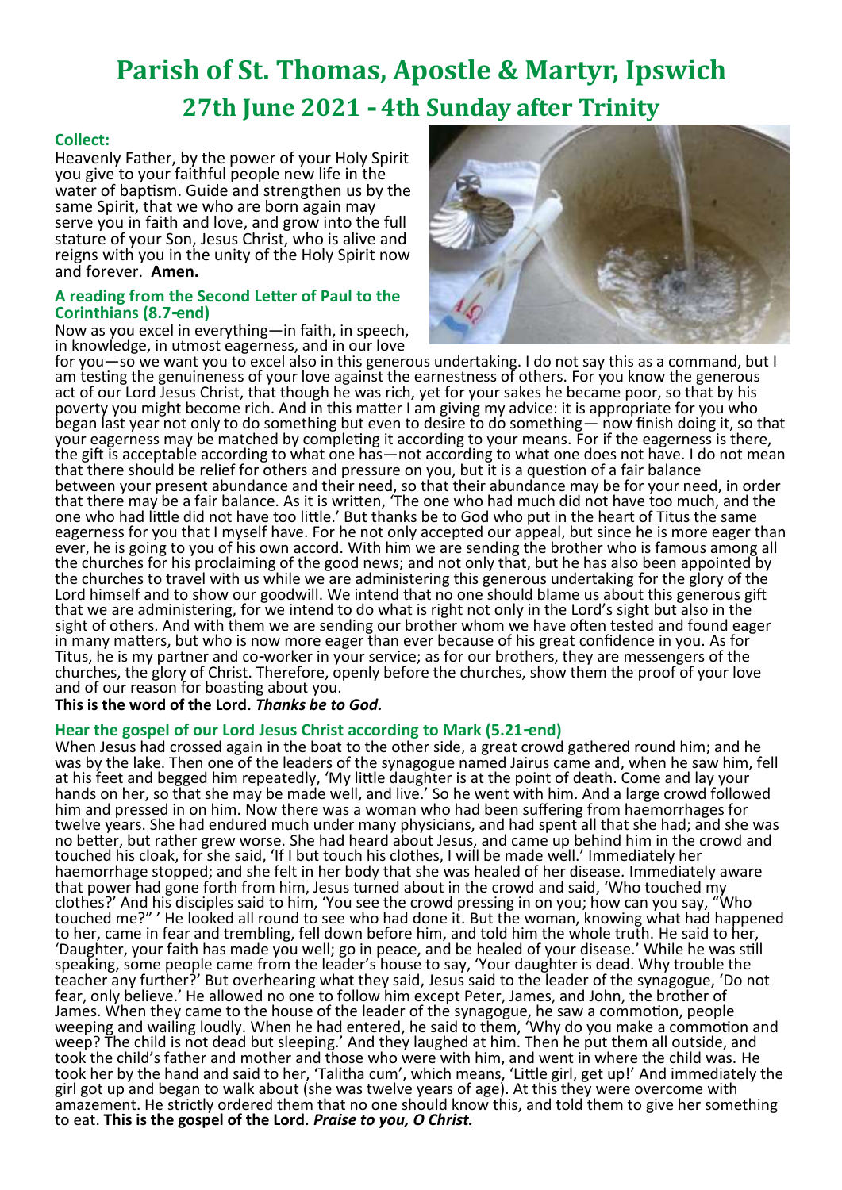# Parish of St. Thomas, Apostle & Martyr, Ipswich

## 27th June 2021 - 4th Sunday after Trinity

**Collect:**

Heavenly Father, by the power of your Holy Spirit you give to your faithful people new life in the water of baptism. Guide and strengthen us by the same Spirit, that we who are born again may serve you in faith and love, and grow into the full stature of your Son, Jesus Christ, who is alive and reigns with you in the unity of the Holy Spirit now and forever. **Amen.**

**A reading from the Second Letter of Paul to the Corinthians (8.7-end)**

Now as you excel in everything—in faith, in speech, in knowledge, in utmost eagerness, and in our love for you—so we want you to excel also in this generous undertaking. I do not say this as a command, but I am testing the genuineness of your love against the earnestness of others. For you know the generous act of our Lord Jesus Christ, that though he was rich, yet for your sakes he became poor, so that by his poverty you might become rich. And in this matter I am giving my advice: it is appropriate for you who began last year not only to do something but even to desire to do something— now finish doing it, so that your eagerness may be matched by completing it according to your means. For if the eagerness is there, the gift is acceptable according to what one has—not according to what one does not have. I do not mean that there should be relief for others and pressure on you, but it is a question of a fair balance between your present abundance and their need, so that their abundance may be for your need, in order that there may be a fair balance. As it is written, 'The one who had much did not have too much, and the one who had little did not have too little.' But thanks be to God who put in the heart of Titus the same eagerness for you that I myself have. For he not only accepted our appeal, but since he is more eager than ever, he is going to you of his own accord. With him we are sending the brother who is famous among all the churches for his proclaiming of the good news; and not only that, but he has also been appointed by the churches to travel with us while we are administering this generous undertaking for the glory of the Lord himself and to show our goodwill. We intend that no one should blame us about this generous gift that we are administering, for we intend to do what is right not only in the Lord's sight but also in the sight of others. And with them we are sending our brother whom we have often tested and found eager in many matters, but who is now more eager than ever because of his great confidence in you. As for Titus, he is my partner and co-worker in your service; as for our brothers, they are messengers of the churches, the glory of Christ. Therefore, openly before the churches, show them the proof of your love and of our reason for boasting about you.

**This is the word of the Lord.** ***Thanks be to God.***

**Hear the gospel of our Lord Jesus Christ according to Mark (5.21-end)**

When Jesus had crossed again in the boat to the other side, a great crowd gathered round him; and he was by the lake. Then one of the leaders of the synagogue named Jairus came and, when he saw him, fell at his feet and begged him repeatedly, 'My little daughter is at the point of death. Come and lay your hands on her, so that she may be made well, and live.' So he went with him. And a large crowd followed him and pressed in on him. Now there was a woman who had been suffering from haemorrhages for twelve years. She had endured much under many physicians, and had spent all that she had; and she was no better, but rather grew worse. She had heard about Jesus, and came up behind him in the crowd and touched his cloak, for she said, 'If I but touch his clothes, I will be made well.' Immediately her haemorrhage stopped; and she felt in her body that she was healed of her disease. Immediately aware that power had gone forth from him, Jesus turned about in the crowd and said, 'Who touched my clothes?' And his disciples said to him, 'You see the crowd pressing in on you; how can you say, "Who touched me?" ' He looked all round to see who had done it. But the woman, knowing what had happened to her, came in fear and trembling, fell down before him, and told him the whole truth. He said to her, 'Daughter, your faith has made you well; go in peace, and be healed of your disease.' While he was still speaking, some people came from the leader's house to say, 'Your daughter is dead. Why trouble the teacher any further?' But overhearing what they said, Jesus said to the leader of the synagogue, 'Do not fear, only believe.' He allowed no one to follow him except Peter, James, and John, the brother of James. When they came to the house of the leader of the synagogue, he saw a commotion, people weeping and wailing loudly. When he had entered, he said to them, 'Why do you make a commotion and weep? The child is not dead but sleeping.' And they laughed at him. Then he put them all outside, and took the child's father and mother and those who were with him, and went in where the child was. He took her by the hand and said to her, 'Talitha cum', which means, 'Little girl, get up!' And immediately the girl got up and began to walk about (she was twelve years of age). At this they were overcome with amazement. He strictly ordered them that no one should know this, and told them to give her something to eat. **This is the gospel of the Lord.** ***Praise to you, O Christ.***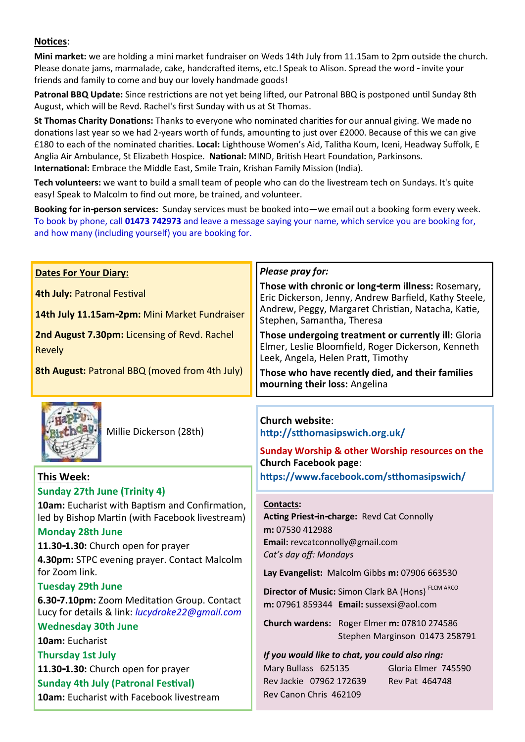**Notices**:

**Mini market:** we are holding a mini market fundraiser on Weds 14th July from 11.15am to 2pm outside the church. Please donate jams, marmalade, cake, handcrafted items, etc.! Speak to Alison. Spread the word - invite your friends and family to come and buy our lovely handmade goods!

**Patronal BBQ Update:** Since restrictions are not yet being lifted, our Patronal BBQ is postponed until Sunday 8th August, which will be Revd. Rachel's first Sunday with us at St Thomas.

**St Thomas Charity Donations:** Thanks to everyone who nominated charities for our annual giving. We made no donations last year so we had 2-years worth of funds, amounting to just over £2000. Because of this we can give £180 to each of the nominated charities. **Local:** Lighthouse Women's Aid, Talitha Koum, Iceni, Headway Suffolk, E Anglia Air Ambulance, St Elizabeth Hospice. **National:** MIND, British Heart Foundation, Parkinsons. **International:** Embrace the Middle East, Smile Train, Krishan Family Mission (India).

**Tech volunteers:** we want to build a small team of people who can do the livestream tech on Sundays. It's quite easy! Speak to Malcolm to find out more, be trained, and volunteer.

**Booking for in-person services:** Sunday services must be booked into—we email out a booking form every week. To book by phone, call **01473 742973** and leave a message saying your name, which service you are booking for, and how many (including yourself) you are booking for.

**Dates For Your Diary:**

**4th July:** Patronal Festival

**14th July 11.15am-2pm:** Mini Market Fundraiser

**2nd August 7.30pm:** Licensing of Revd. Rachel Revely

**8th August:** Patronal BBQ (moved from 4th July)

***Please pray for:***

**Those with chronic or long-term illness:** Rosemary, Eric Dickerson, Jenny, Andrew Barfield, Kathy Steele, Andrew, Peggy, Margaret Christian, Natacha, Katie, Stephen, Samantha, Theresa

**Those undergoing treatment or currently ill:** Gloria Elmer, Leslie Bloomfield, Roger Dickerson, Kenneth Leek, Angela, Helen Pratt, Timothy

**Those who have recently died, and their families mourning their loss:** Angelina

Millie Dickerson (28th)

**This Week:**

**Sunday 27th June (Trinity 4)**

**10am:** Eucharist with Baptism and Confirmation, led by Bishop Martin (with Facebook livestream)

**Monday 28th June**

**11.30-1.30:** Church open for prayer

**4.30pm:** STPC evening prayer. Contact Malcolm for Zoom link.

**Tuesday 29th June**

**6.30-7.10pm:** Zoom Meditation Group. Contact Lucy for details & link: *lucydrake22@gmail.com*

**Wednesday 30th June**

**10am:** Eucharist

**Thursday 1st July**

**11.30-1.30:** Church open for prayer

**Sunday 4th July (Patronal Festival)**

**10am:** Eucharist with Facebook livestream

**Church website**:
**http://stthomasipswich.org.uk/**

**Sunday Worship & other Worship resources on the Church Facebook page**:
**https://www.facebook.com/stthomasipswich/**

**Contacts:**

**Acting Priest-in-charge:** Revd Cat Connolly
**m:** 07530 412988
**Email:** revcatconnolly@gmail.com
*Cat's day off: Mondays*

**Lay Evangelist:** Malcolm Gibbs **m:** 07906 663530

**Director of Music:** Simon Clark BA (Hons) FLCM ARCO
**m:** 07961 859344 **Email:** sussexsi@aol.com

**Church wardens:** Roger Elmer **m:** 07810 274586
Stephen Marginson 01473 258791

***If you would like to chat, you could also ring:***

Mary Bullass 625135
Gloria Elmer 745590
Rev Jackie 07962 172639
Rev Pat 464748
Rev Canon Chris 462109